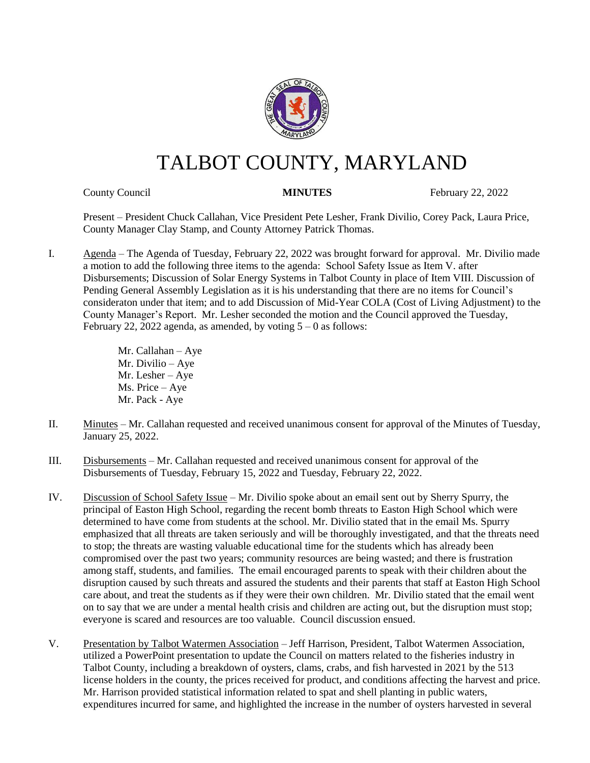# TALBOT COUNTY, MARYLAND

County Council **MINUTES** February 22, 2022

Present – President Chuck Callahan, Vice President Pete Lesher, Frank Divilio, Corey Pack, Laura Price, County Manager Clay Stamp, and County Attorney Patrick Thomas.

I. Agenda – The Agenda of Tuesday, February 22, 2022 was brought forward for approval. Mr. Divilio made a motion to add the following three items to the agenda: School Safety Issue as Item V. after Disbursements; Discussion of Solar Energy Systems in Talbot County in place of Item VIII. Discussion of Pending General Assembly Legislation as it is his understanding that there are no items for Council's consideraton under that item; and to add Discussion of Mid-Year COLA (Cost of Living Adjustment) to the County Manager's Report. Mr. Lesher seconded the motion and the Council approved the Tuesday, February 22, 2022 agenda, as amended, by voting 5 – 0 as follows:

Mr. Callahan – Aye
Mr. Divilio – Aye
Mr. Lesher – Aye
Ms. Price – Aye
Mr. Pack - Aye

II. Minutes – Mr. Callahan requested and received unanimous consent for approval of the Minutes of Tuesday, January 25, 2022.

III. Disbursements – Mr. Callahan requested and received unanimous consent for approval of the Disbursements of Tuesday, February 15, 2022 and Tuesday, February 22, 2022.

IV. Discussion of School Safety Issue – Mr. Divilio spoke about an email sent out by Sherry Spurry, the principal of Easton High School, regarding the recent bomb threats to Easton High School which were determined to have come from students at the school. Mr. Divilio stated that in the email Ms. Spurry emphasized that all threats are taken seriously and will be thoroughly investigated, and that the threats need to stop; the threats are wasting valuable educational time for the students which has already been compromised over the past two years; community resources are being wasted; and there is frustration among staff, students, and families. The email encouraged parents to speak with their children about the disruption caused by such threats and assured the students and their parents that staff at Easton High School care about, and treat the students as if they were their own children. Mr. Divilio stated that the email went on to say that we are under a mental health crisis and children are acting out, but the disruption must stop; everyone is scared and resources are too valuable. Council discussion ensued.

V. Presentation by Talbot Watermen Association – Jeff Harrison, President, Talbot Watermen Association, utilized a PowerPoint presentation to update the Council on matters related to the fisheries industry in Talbot County, including a breakdown of oysters, clams, crabs, and fish harvested in 2021 by the 513 license holders in the county, the prices received for product, and conditions affecting the harvest and price. Mr. Harrison provided statistical information related to spat and shell planting in public waters, expenditures incurred for same, and highlighted the increase in the number of oysters harvested in several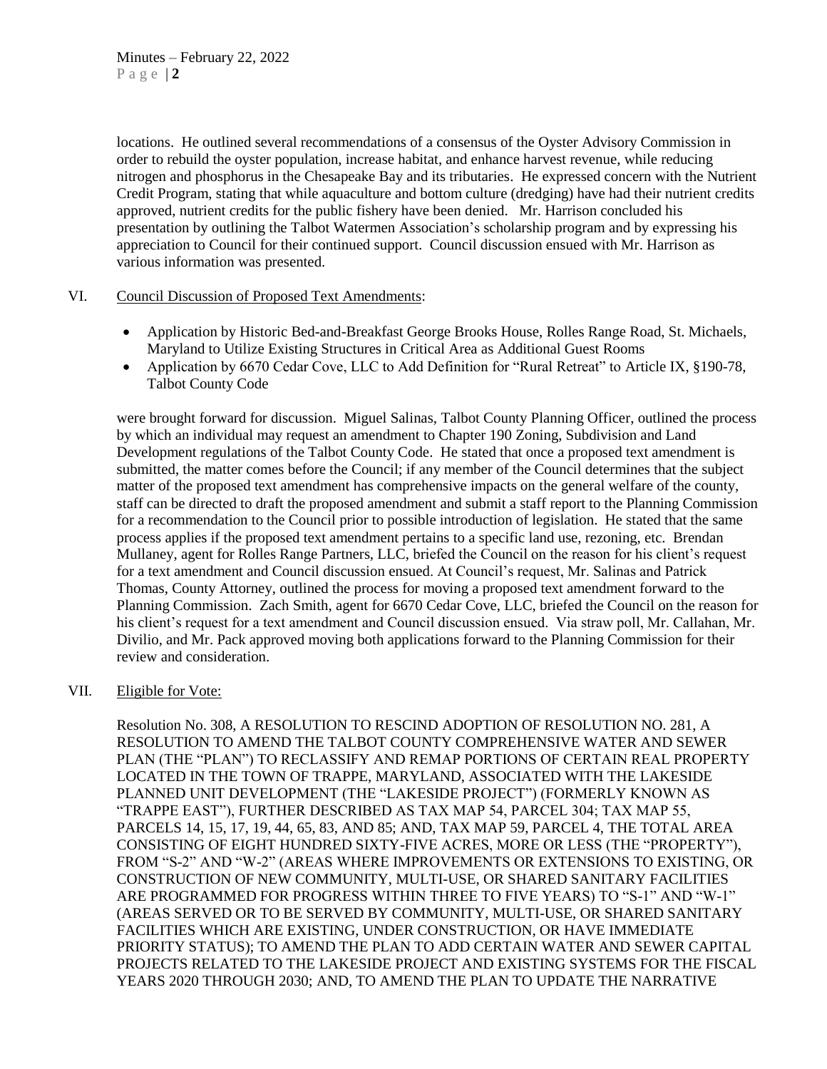locations. He outlined several recommendations of a consensus of the Oyster Advisory Commission in order to rebuild the oyster population, increase habitat, and enhance harvest revenue, while reducing nitrogen and phosphorus in the Chesapeake Bay and its tributaries. He expressed concern with the Nutrient Credit Program, stating that while aquaculture and bottom culture (dredging) have had their nutrient credits approved, nutrient credits for the public fishery have been denied. Mr. Harrison concluded his presentation by outlining the Talbot Watermen Association's scholarship program and by expressing his appreciation to Council for their continued support. Council discussion ensued with Mr. Harrison as various information was presented.

VI. Council Discussion of Proposed Text Amendments:

- Application by Historic Bed-and-Breakfast George Brooks House, Rolles Range Road, St. Michaels, Maryland to Utilize Existing Structures in Critical Area as Additional Guest Rooms
- Application by 6670 Cedar Cove, LLC to Add Definition for "Rural Retreat" to Article IX, §190-78, Talbot County Code

were brought forward for discussion. Miguel Salinas, Talbot County Planning Officer, outlined the process by which an individual may request an amendment to Chapter 190 Zoning, Subdivision and Land Development regulations of the Talbot County Code. He stated that once a proposed text amendment is submitted, the matter comes before the Council; if any member of the Council determines that the subject matter of the proposed text amendment has comprehensive impacts on the general welfare of the county, staff can be directed to draft the proposed amendment and submit a staff report to the Planning Commission for a recommendation to the Council prior to possible introduction of legislation. He stated that the same process applies if the proposed text amendment pertains to a specific land use, rezoning, etc. Brendan Mullaney, agent for Rolles Range Partners, LLC, briefed the Council on the reason for his client's request for a text amendment and Council discussion ensued. At Council's request, Mr. Salinas and Patrick Thomas, County Attorney, outlined the process for moving a proposed text amendment forward to the Planning Commission. Zach Smith, agent for 6670 Cedar Cove, LLC, briefed the Council on the reason for his client's request for a text amendment and Council discussion ensued. Via straw poll, Mr. Callahan, Mr. Divilio, and Mr. Pack approved moving both applications forward to the Planning Commission for their review and consideration.

VII. Eligible for Vote:

Resolution No. 308, A RESOLUTION TO RESCIND ADOPTION OF RESOLUTION NO. 281, A RESOLUTION TO AMEND THE TALBOT COUNTY COMPREHENSIVE WATER AND SEWER PLAN (THE "PLAN") TO RECLASSIFY AND REMAP PORTIONS OF CERTAIN REAL PROPERTY LOCATED IN THE TOWN OF TRAPPE, MARYLAND, ASSOCIATED WITH THE LAKESIDE PLANNED UNIT DEVELOPMENT (THE "LAKESIDE PROJECT") (FORMERLY KNOWN AS "TRAPPE EAST"), FURTHER DESCRIBED AS TAX MAP 54, PARCEL 304; TAX MAP 55, PARCELS 14, 15, 17, 19, 44, 65, 83, AND 85; AND, TAX MAP 59, PARCEL 4, THE TOTAL AREA CONSISTING OF EIGHT HUNDRED SIXTY-FIVE ACRES, MORE OR LESS (THE "PROPERTY"), FROM "S-2" AND "W-2" (AREAS WHERE IMPROVEMENTS OR EXTENSIONS TO EXISTING, OR CONSTRUCTION OF NEW COMMUNITY, MULTI-USE, OR SHARED SANITARY FACILITIES ARE PROGRAMMED FOR PROGRESS WITHIN THREE TO FIVE YEARS) TO "S-1" AND "W-1" (AREAS SERVED OR TO BE SERVED BY COMMUNITY, MULTI-USE, OR SHARED SANITARY FACILITIES WHICH ARE EXISTING, UNDER CONSTRUCTION, OR HAVE IMMEDIATE PRIORITY STATUS); TO AMEND THE PLAN TO ADD CERTAIN WATER AND SEWER CAPITAL PROJECTS RELATED TO THE LAKESIDE PROJECT AND EXISTING SYSTEMS FOR THE FISCAL YEARS 2020 THROUGH 2030; AND, TO AMEND THE PLAN TO UPDATE THE NARRATIVE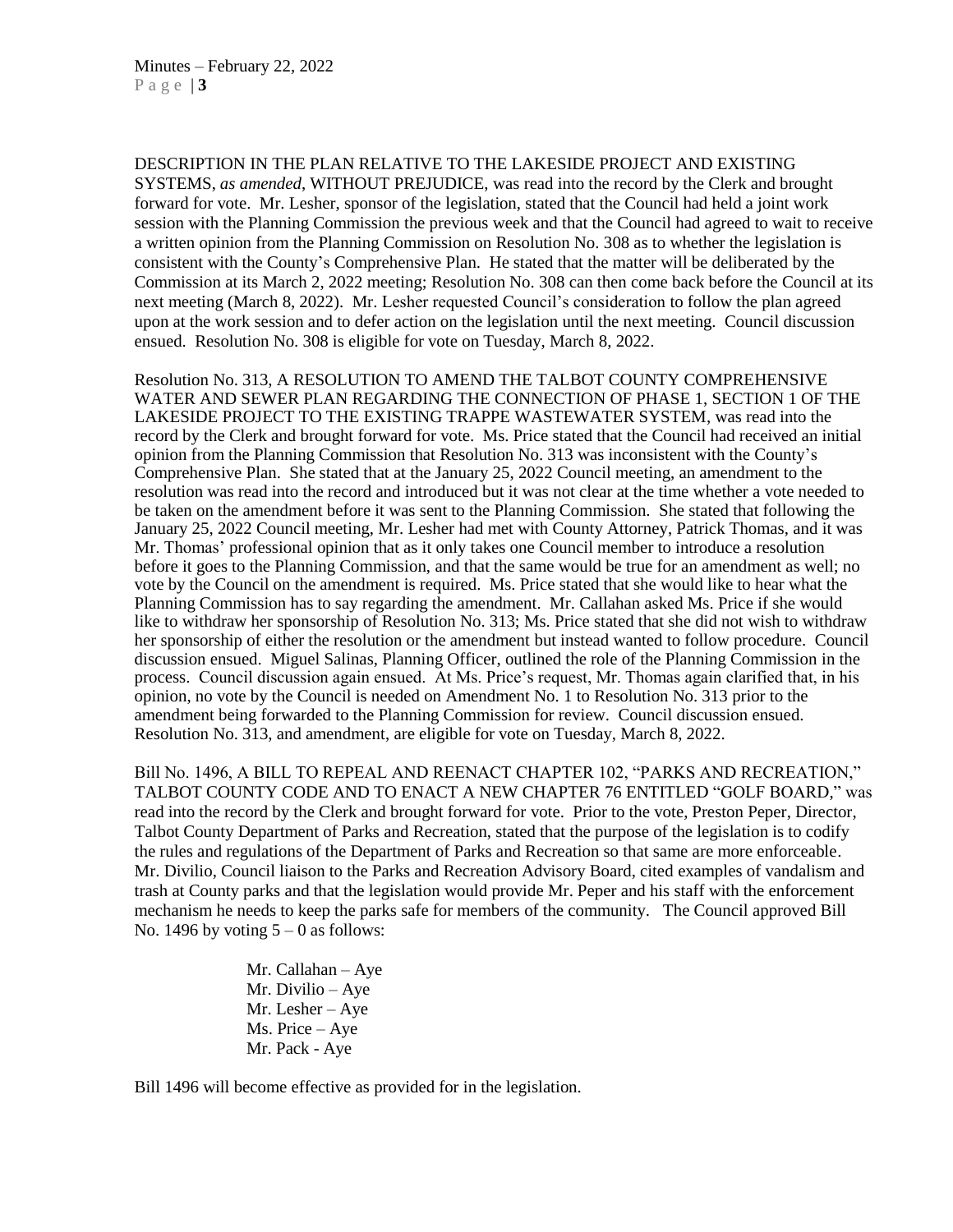DESCRIPTION IN THE PLAN RELATIVE TO THE LAKESIDE PROJECT AND EXISTING SYSTEMS, *as amended*, WITHOUT PREJUDICE, was read into the record by the Clerk and brought forward for vote. Mr. Lesher, sponsor of the legislation, stated that the Council had held a joint work session with the Planning Commission the previous week and that the Council had agreed to wait to receive a written opinion from the Planning Commission on Resolution No. 308 as to whether the legislation is consistent with the County's Comprehensive Plan. He stated that the matter will be deliberated by the Commission at its March 2, 2022 meeting; Resolution No. 308 can then come back before the Council at its next meeting (March 8, 2022). Mr. Lesher requested Council's consideration to follow the plan agreed upon at the work session and to defer action on the legislation until the next meeting. Council discussion ensued. Resolution No. 308 is eligible for vote on Tuesday, March 8, 2022.

Resolution No. 313, A RESOLUTION TO AMEND THE TALBOT COUNTY COMPREHENSIVE WATER AND SEWER PLAN REGARDING THE CONNECTION OF PHASE 1, SECTION 1 OF THE LAKESIDE PROJECT TO THE EXISTING TRAPPE WASTEWATER SYSTEM, was read into the record by the Clerk and brought forward for vote. Ms. Price stated that the Council had received an initial opinion from the Planning Commission that Resolution No. 313 was inconsistent with the County's Comprehensive Plan. She stated that at the January 25, 2022 Council meeting, an amendment to the resolution was read into the record and introduced but it was not clear at the time whether a vote needed to be taken on the amendment before it was sent to the Planning Commission. She stated that following the January 25, 2022 Council meeting, Mr. Lesher had met with County Attorney, Patrick Thomas, and it was Mr. Thomas' professional opinion that as it only takes one Council member to introduce a resolution before it goes to the Planning Commission, and that the same would be true for an amendment as well; no vote by the Council on the amendment is required. Ms. Price stated that she would like to hear what the Planning Commission has to say regarding the amendment. Mr. Callahan asked Ms. Price if she would like to withdraw her sponsorship of Resolution No. 313; Ms. Price stated that she did not wish to withdraw her sponsorship of either the resolution or the amendment but instead wanted to follow procedure. Council discussion ensued. Miguel Salinas, Planning Officer, outlined the role of the Planning Commission in the process. Council discussion again ensued. At Ms. Price's request, Mr. Thomas again clarified that, in his opinion, no vote by the Council is needed on Amendment No. 1 to Resolution No. 313 prior to the amendment being forwarded to the Planning Commission for review. Council discussion ensued. Resolution No. 313, and amendment, are eligible for vote on Tuesday, March 8, 2022.

Bill No. 1496, A BILL TO REPEAL AND REENACT CHAPTER 102, "PARKS AND RECREATION," TALBOT COUNTY CODE AND TO ENACT A NEW CHAPTER 76 ENTITLED "GOLF BOARD," was read into the record by the Clerk and brought forward for vote. Prior to the vote, Preston Peper, Director, Talbot County Department of Parks and Recreation, stated that the purpose of the legislation is to codify the rules and regulations of the Department of Parks and Recreation so that same are more enforceable. Mr. Divilio, Council liaison to the Parks and Recreation Advisory Board, cited examples of vandalism and trash at County parks and that the legislation would provide Mr. Peper and his staff with the enforcement mechanism he needs to keep the parks safe for members of the community. The Council approved Bill No. 1496 by voting 5 – 0 as follows:

Mr. Callahan – Aye
Mr. Divilio – Aye
Mr. Lesher – Aye
Ms. Price – Aye
Mr. Pack - Aye

Bill 1496 will become effective as provided for in the legislation.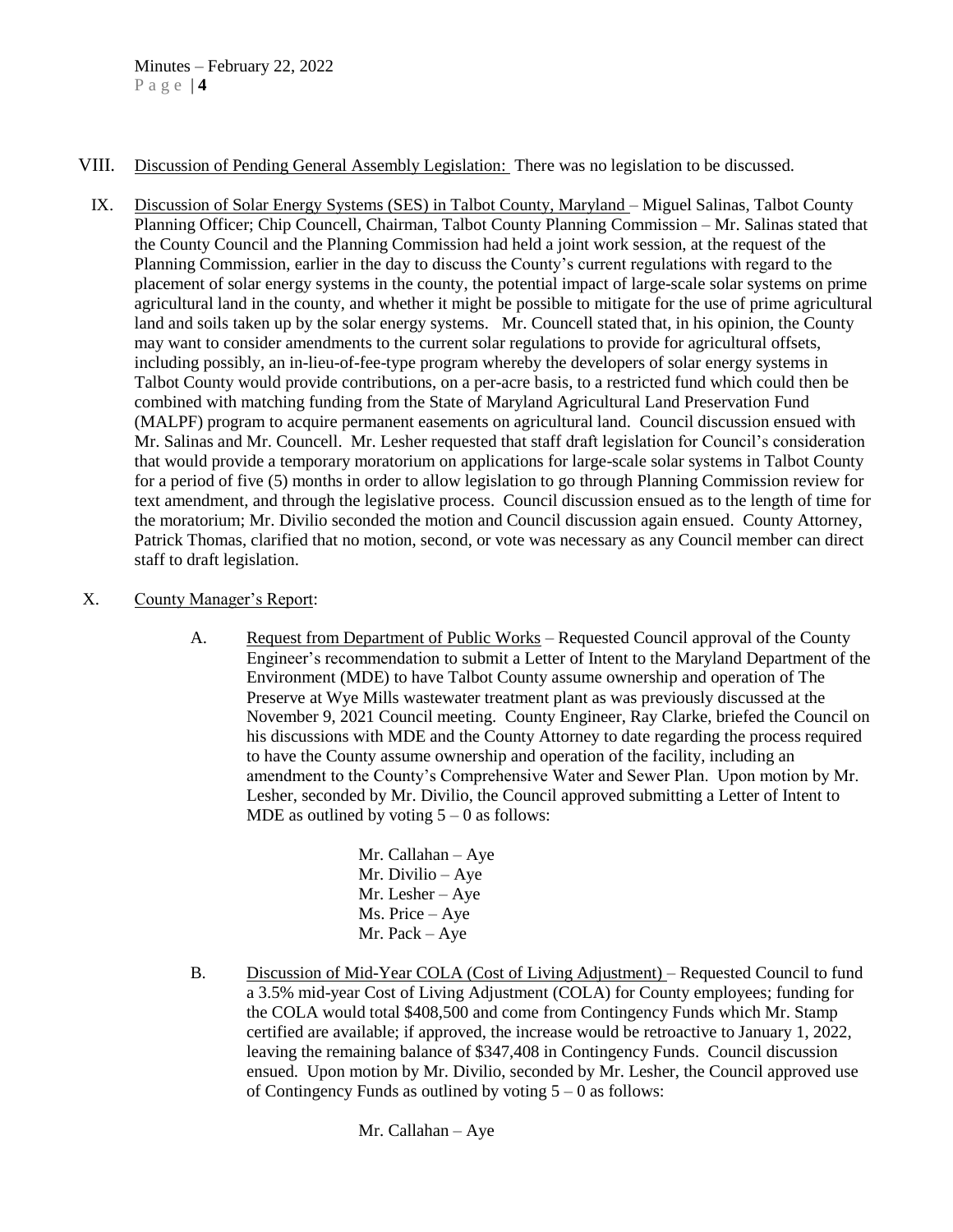VIII. <u>Discussion of Pending General Assembly Legislation:</u> There was no legislation to be discussed.

IX. <u>Discussion of Solar Energy Systems (SES) in Talbot County, Maryland</u> – Miguel Salinas, Talbot County Planning Officer; Chip Councell, Chairman, Talbot County Planning Commission – Mr. Salinas stated that the County Council and the Planning Commission had held a joint work session, at the request of the Planning Commission, earlier in the day to discuss the County's current regulations with regard to the placement of solar energy systems in the county, the potential impact of large-scale solar systems on prime agricultural land in the county, and whether it might be possible to mitigate for the use of prime agricultural land and soils taken up by the solar energy systems. Mr. Councell stated that, in his opinion, the County may want to consider amendments to the current solar regulations to provide for agricultural offsets, including possibly, an in-lieu-of-fee-type program whereby the developers of solar energy systems in Talbot County would provide contributions, on a per-acre basis, to a restricted fund which could then be combined with matching funding from the State of Maryland Agricultural Land Preservation Fund (MALPF) program to acquire permanent easements on agricultural land. Council discussion ensued with Mr. Salinas and Mr. Councell. Mr. Lesher requested that staff draft legislation for Council's consideration that would provide a temporary moratorium on applications for large-scale solar systems in Talbot County for a period of five (5) months in order to allow legislation to go through Planning Commission review for text amendment, and through the legislative process. Council discussion ensued as to the length of time for the moratorium; Mr. Divilio seconded the motion and Council discussion again ensued. County Attorney, Patrick Thomas, clarified that no motion, second, or vote was necessary as any Council member can direct staff to draft legislation.

X. <u>County Manager's Report</u>:

A. <u>Request from Department of Public Works</u> – Requested Council approval of the County Engineer's recommendation to submit a Letter of Intent to the Maryland Department of the Environment (MDE) to have Talbot County assume ownership and operation of The Preserve at Wye Mills wastewater treatment plant as was previously discussed at the November 9, 2021 Council meeting. County Engineer, Ray Clarke, briefed the Council on his discussions with MDE and the County Attorney to date regarding the process required to have the County assume ownership and operation of the facility, including an amendment to the County's Comprehensive Water and Sewer Plan. Upon motion by Mr. Lesher, seconded by Mr. Divilio, the Council approved submitting a Letter of Intent to MDE as outlined by voting 5 – 0 as follows:

Mr. Callahan – Aye
Mr. Divilio – Aye
Mr. Lesher – Aye
Ms. Price – Aye
Mr. Pack – Aye

B. <u>Discussion of Mid-Year COLA (Cost of Living Adjustment)</u> – Requested Council to fund a 3.5% mid-year Cost of Living Adjustment (COLA) for County employees; funding for the COLA would total $408,500 and come from Contingency Funds which Mr. Stamp certified are available; if approved, the increase would be retroactive to January 1, 2022, leaving the remaining balance of $347,408 in Contingency Funds. Council discussion ensued. Upon motion by Mr. Divilio, seconded by Mr. Lesher, the Council approved use of Contingency Funds as outlined by voting 5 – 0 as follows:

Mr. Callahan – Aye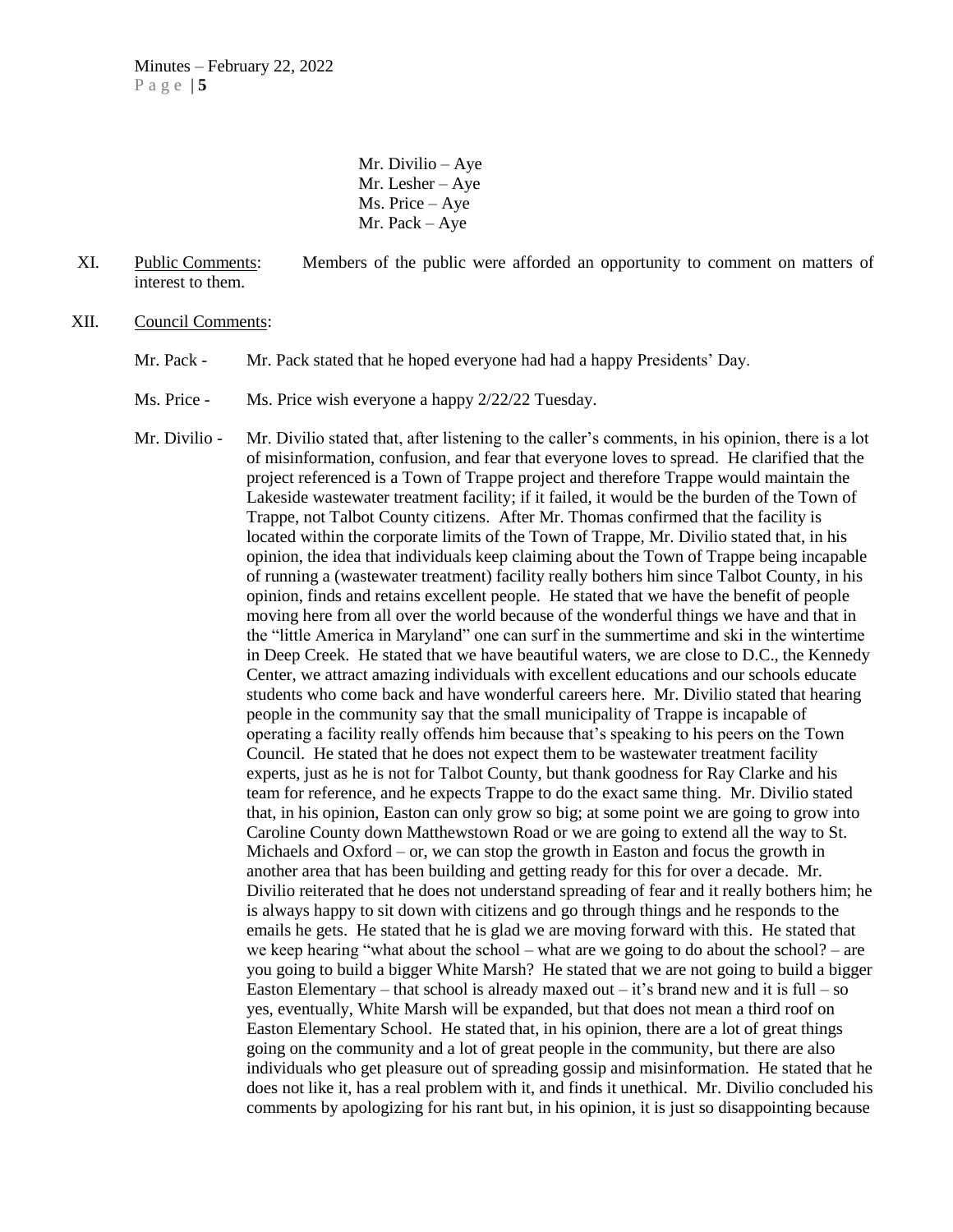Mr. Divilio – Aye
Mr. Lesher – Aye
Ms. Price – Aye
Mr. Pack – Aye

XI. Public Comments: Members of the public were afforded an opportunity to comment on matters of interest to them.

XII. Council Comments:

Mr. Pack - Mr. Pack stated that he hoped everyone had had a happy Presidents' Day.

Ms. Price - Ms. Price wish everyone a happy 2/22/22 Tuesday.

Mr. Divilio - Mr. Divilio stated that, after listening to the caller's comments, in his opinion, there is a lot of misinformation, confusion, and fear that everyone loves to spread. He clarified that the project referenced is a Town of Trappe project and therefore Trappe would maintain the Lakeside wastewater treatment facility; if it failed, it would be the burden of the Town of Trappe, not Talbot County citizens. After Mr. Thomas confirmed that the facility is located within the corporate limits of the Town of Trappe, Mr. Divilio stated that, in his opinion, the idea that individuals keep claiming about the Town of Trappe being incapable of running a (wastewater treatment) facility really bothers him since Talbot County, in his opinion, finds and retains excellent people. He stated that we have the benefit of people moving here from all over the world because of the wonderful things we have and that in the "little America in Maryland" one can surf in the summertime and ski in the wintertime in Deep Creek. He stated that we have beautiful waters, we are close to D.C., the Kennedy Center, we attract amazing individuals with excellent educations and our schools educate students who come back and have wonderful careers here. Mr. Divilio stated that hearing people in the community say that the small municipality of Trappe is incapable of operating a facility really offends him because that's speaking to his peers on the Town Council. He stated that he does not expect them to be wastewater treatment facility experts, just as he is not for Talbot County, but thank goodness for Ray Clarke and his team for reference, and he expects Trappe to do the exact same thing. Mr. Divilio stated that, in his opinion, Easton can only grow so big; at some point we are going to grow into Caroline County down Matthewstown Road or we are going to extend all the way to St. Michaels and Oxford – or, we can stop the growth in Easton and focus the growth in another area that has been building and getting ready for this for over a decade. Mr. Divilio reiterated that he does not understand spreading of fear and it really bothers him; he is always happy to sit down with citizens and go through things and he responds to the emails he gets. He stated that he is glad we are moving forward with this. He stated that we keep hearing "what about the school – what are we going to do about the school? – are you going to build a bigger White Marsh? He stated that we are not going to build a bigger Easton Elementary – that school is already maxed out – it's brand new and it is full – so yes, eventually, White Marsh will be expanded, but that does not mean a third roof on Easton Elementary School. He stated that, in his opinion, there are a lot of great things going on the community and a lot of great people in the community, but there are also individuals who get pleasure out of spreading gossip and misinformation. He stated that he does not like it, has a real problem with it, and finds it unethical. Mr. Divilio concluded his comments by apologizing for his rant but, in his opinion, it is just so disappointing because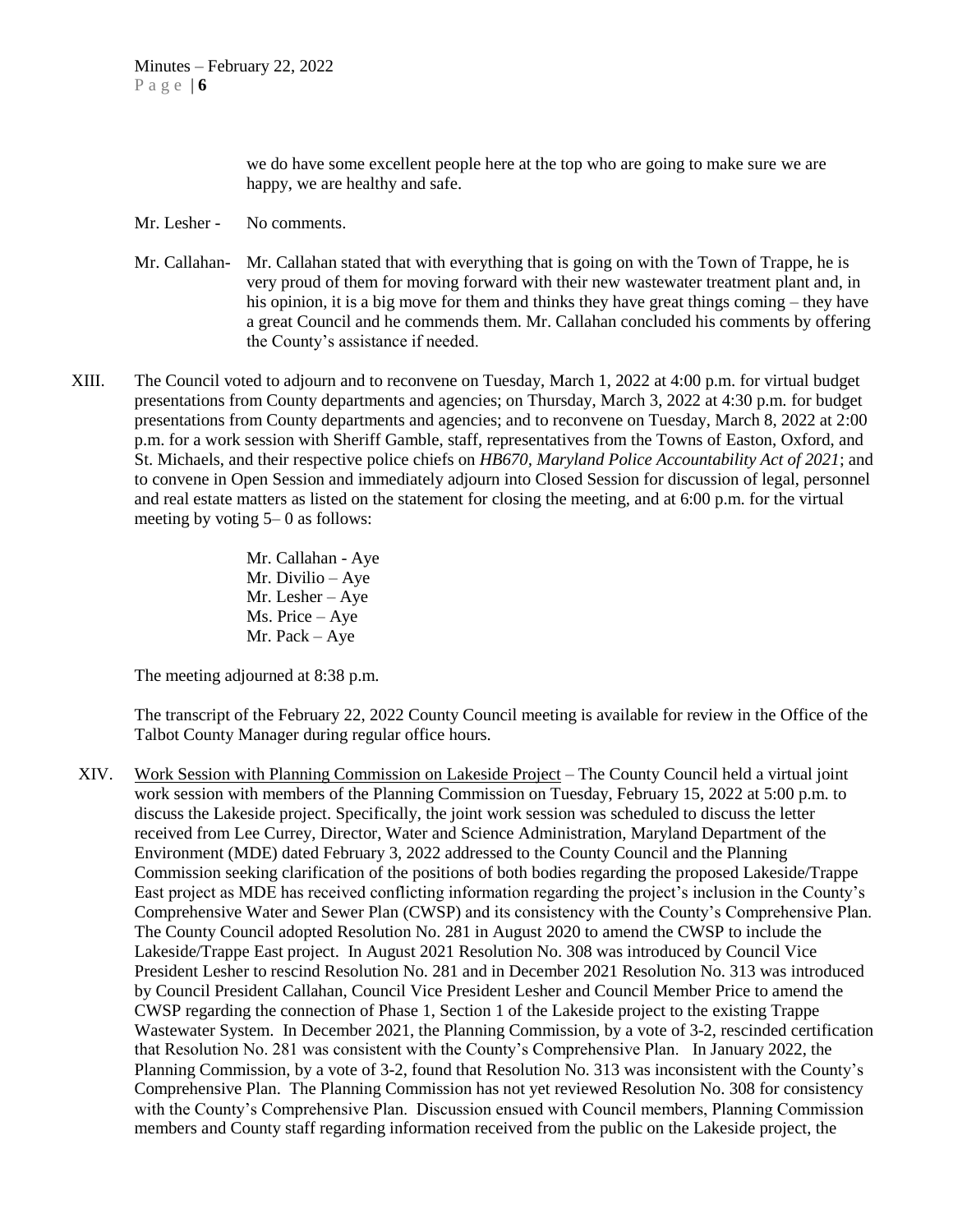we do have some excellent people here at the top who are going to make sure we are happy, we are healthy and safe.

Mr. Lesher - No comments.

Mr. Callahan- Mr. Callahan stated that with everything that is going on with the Town of Trappe, he is very proud of them for moving forward with their new wastewater treatment plant and, in his opinion, it is a big move for them and thinks they have great things coming – they have a great Council and he commends them. Mr. Callahan concluded his comments by offering the County's assistance if needed.

XIII. The Council voted to adjourn and to reconvene on Tuesday, March 1, 2022 at 4:00 p.m. for virtual budget presentations from County departments and agencies; on Thursday, March 3, 2022 at 4:30 p.m. for budget presentations from County departments and agencies; and to reconvene on Tuesday, March 8, 2022 at 2:00 p.m. for a work session with Sheriff Gamble, staff, representatives from the Towns of Easton, Oxford, and St. Michaels, and their respective police chiefs on *HB670, Maryland Police Accountability Act of 2021*; and to convene in Open Session and immediately adjourn into Closed Session for discussion of legal, personnel and real estate matters as listed on the statement for closing the meeting, and at 6:00 p.m. for the virtual meeting by voting 5– 0 as follows:

Mr. Callahan - Aye
Mr. Divilio – Aye
Mr. Lesher – Aye
Ms. Price – Aye
Mr. Pack – Aye

The meeting adjourned at 8:38 p.m.

The transcript of the February 22, 2022 County Council meeting is available for review in the Office of the Talbot County Manager during regular office hours.

XIV. Work Session with Planning Commission on Lakeside Project – The County Council held a virtual joint work session with members of the Planning Commission on Tuesday, February 15, 2022 at 5:00 p.m. to discuss the Lakeside project. Specifically, the joint work session was scheduled to discuss the letter received from Lee Currey, Director, Water and Science Administration, Maryland Department of the Environment (MDE) dated February 3, 2022 addressed to the County Council and the Planning Commission seeking clarification of the positions of both bodies regarding the proposed Lakeside/Trappe East project as MDE has received conflicting information regarding the project's inclusion in the County's Comprehensive Water and Sewer Plan (CWSP) and its consistency with the County's Comprehensive Plan. The County Council adopted Resolution No. 281 in August 2020 to amend the CWSP to include the Lakeside/Trappe East project. In August 2021 Resolution No. 308 was introduced by Council Vice President Lesher to rescind Resolution No. 281 and in December 2021 Resolution No. 313 was introduced by Council President Callahan, Council Vice President Lesher and Council Member Price to amend the CWSP regarding the connection of Phase 1, Section 1 of the Lakeside project to the existing Trappe Wastewater System. In December 2021, the Planning Commission, by a vote of 3-2, rescinded certification that Resolution No. 281 was consistent with the County's Comprehensive Plan. In January 2022, the Planning Commission, by a vote of 3-2, found that Resolution No. 313 was inconsistent with the County's Comprehensive Plan. The Planning Commission has not yet reviewed Resolution No. 308 for consistency with the County's Comprehensive Plan. Discussion ensued with Council members, Planning Commission members and County staff regarding information received from the public on the Lakeside project, the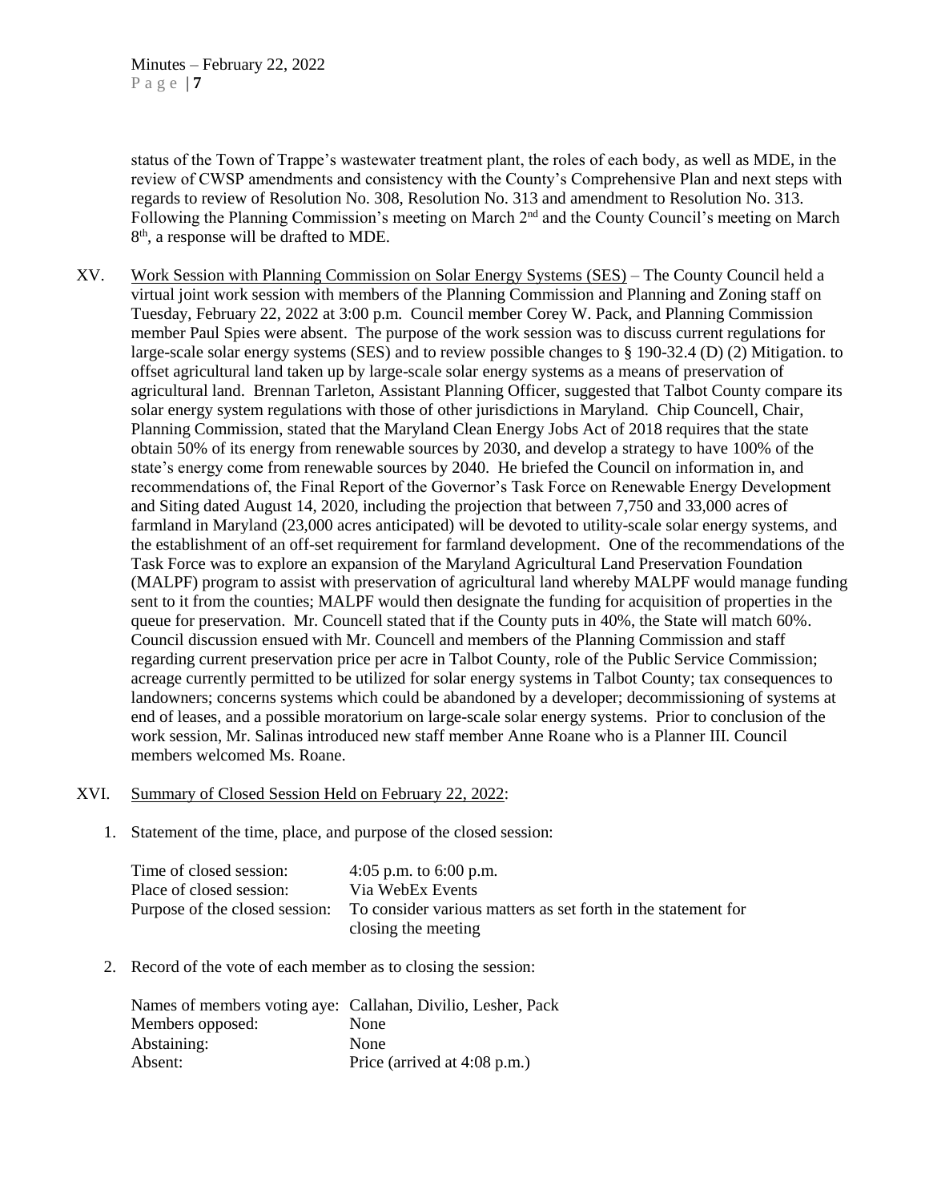status of the Town of Trappe's wastewater treatment plant, the roles of each body, as well as MDE, in the review of CWSP amendments and consistency with the County's Comprehensive Plan and next steps with regards to review of Resolution No. 308, Resolution No. 313 and amendment to Resolution No. 313. Following the Planning Commission's meeting on March 2nd and the County Council's meeting on March 8th, a response will be drafted to MDE.

XV. Work Session with Planning Commission on Solar Energy Systems (SES) – The County Council held a virtual joint work session with members of the Planning Commission and Planning and Zoning staff on Tuesday, February 22, 2022 at 3:00 p.m. Council member Corey W. Pack, and Planning Commission member Paul Spies were absent. The purpose of the work session was to discuss current regulations for large-scale solar energy systems (SES) and to review possible changes to § 190-32.4 (D) (2) Mitigation. to offset agricultural land taken up by large-scale solar energy systems as a means of preservation of agricultural land. Brennan Tarleton, Assistant Planning Officer, suggested that Talbot County compare its solar energy system regulations with those of other jurisdictions in Maryland. Chip Councell, Chair, Planning Commission, stated that the Maryland Clean Energy Jobs Act of 2018 requires that the state obtain 50% of its energy from renewable sources by 2030, and develop a strategy to have 100% of the state's energy come from renewable sources by 2040. He briefed the Council on information in, and recommendations of, the Final Report of the Governor's Task Force on Renewable Energy Development and Siting dated August 14, 2020, including the projection that between 7,750 and 33,000 acres of farmland in Maryland (23,000 acres anticipated) will be devoted to utility-scale solar energy systems, and the establishment of an off-set requirement for farmland development. One of the recommendations of the Task Force was to explore an expansion of the Maryland Agricultural Land Preservation Foundation (MALPF) program to assist with preservation of agricultural land whereby MALPF would manage funding sent to it from the counties; MALPF would then designate the funding for acquisition of properties in the queue for preservation. Mr. Councell stated that if the County puts in 40%, the State will match 60%. Council discussion ensued with Mr. Councell and members of the Planning Commission and staff regarding current preservation price per acre in Talbot County, role of the Public Service Commission; acreage currently permitted to be utilized for solar energy systems in Talbot County; tax consequences to landowners; concerns systems which could be abandoned by a developer; decommissioning of systems at end of leases, and a possible moratorium on large-scale solar energy systems. Prior to conclusion of the work session, Mr. Salinas introduced new staff member Anne Roane who is a Planner III. Council members welcomed Ms. Roane.

XVI. Summary of Closed Session Held on February 22, 2022:

1. Statement of the time, place, and purpose of the closed session:

| | |
|---|---|
| Time of closed session: | 4:05 p.m. to 6:00 p.m. |
| Place of closed session: | Via WebEx Events |
| Purpose of the closed session: | To consider various matters as set forth in the statement for closing the meeting |

2. Record of the vote of each member as to closing the session:

| | |
|---|---|
| Names of members voting aye: | Callahan, Divilio, Lesher, Pack |
| Members opposed: | None |
| Abstaining: | None |
| Absent: | Price (arrived at 4:08 p.m.) |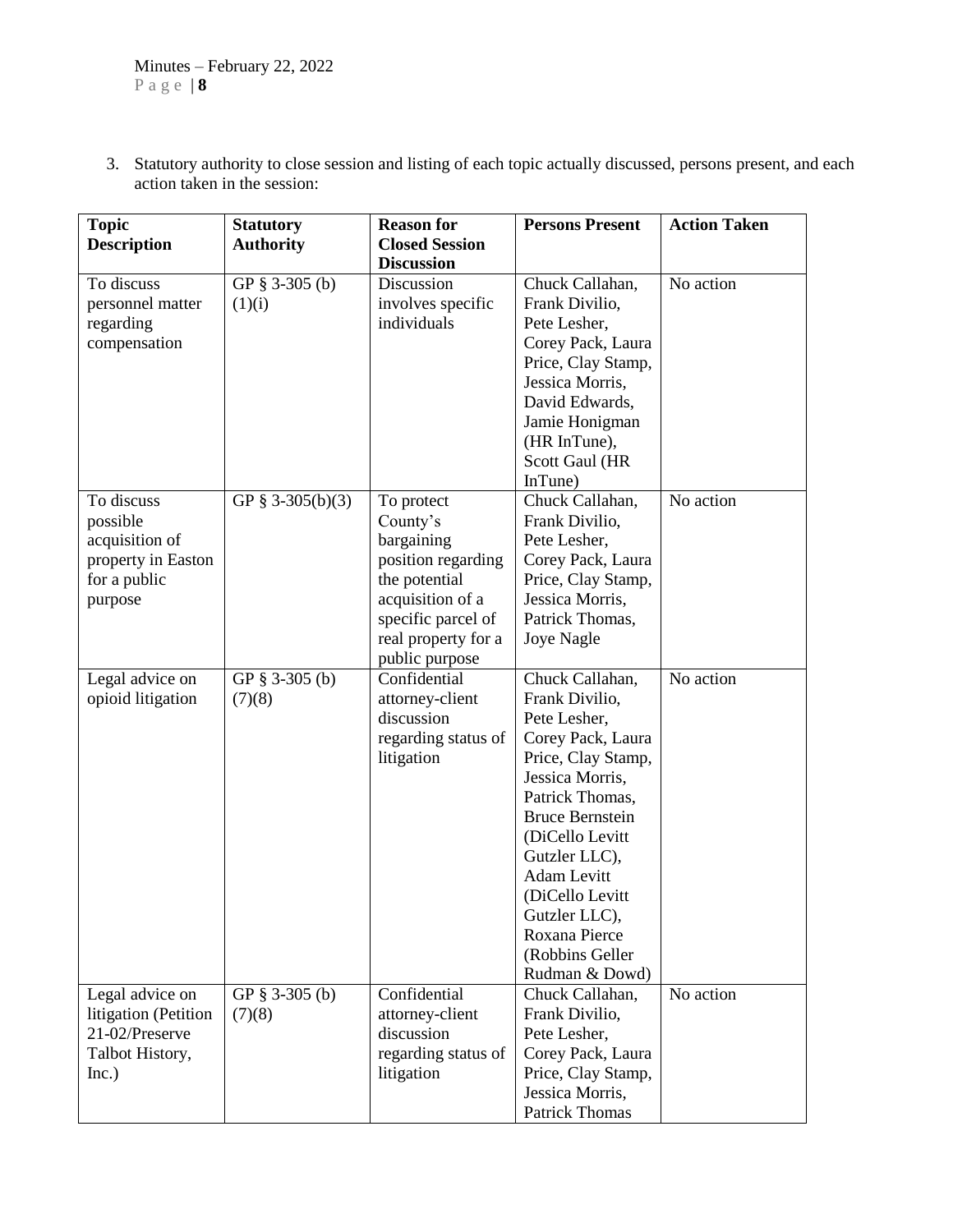3. Statutory authority to close session and listing of each topic actually discussed, persons present, and each action taken in the session:

| Topic Description | Statutory Authority | Reason for Closed Session Discussion | Persons Present | Action Taken |
|---|---|---|---|---|
| To discuss personnel matter regarding compensation | GP § 3-305 (b)(1)(i) | Discussion involves specific individuals | Chuck Callahan, Frank Divilio, Pete Lesher, Corey Pack, Laura Price, Clay Stamp, Jessica Morris, David Edwards, Jamie Honigman (HR InTune), Scott Gaul (HR InTune) | No action |
| To discuss possible acquisition of property in Easton for a public purpose | GP § 3-305(b)(3) | To protect County's bargaining position regarding the potential acquisition of a specific parcel of real property for a public purpose | Chuck Callahan, Frank Divilio, Pete Lesher, Corey Pack, Laura Price, Clay Stamp, Jessica Morris, Patrick Thomas, Joye Nagle | No action |
| Legal advice on opioid litigation | GP § 3-305 (b)(7)(8) | Confidential attorney-client discussion regarding status of litigation | Chuck Callahan, Frank Divilio, Pete Lesher, Corey Pack, Laura Price, Clay Stamp, Jessica Morris, Patrick Thomas, Bruce Bernstein (DiCello Levitt Gutzler LLC), Adam Levitt (DiCello Levitt Gutzler LLC), Roxana Pierce (Robbins Geller Rudman & Dowd) | No action |
| Legal advice on litigation (Petition 21-02/Preserve Talbot History, Inc.) | GP § 3-305 (b)(7)(8) | Confidential attorney-client discussion regarding status of litigation | Chuck Callahan, Frank Divilio, Pete Lesher, Corey Pack, Laura Price, Clay Stamp, Jessica Morris, Patrick Thomas | No action |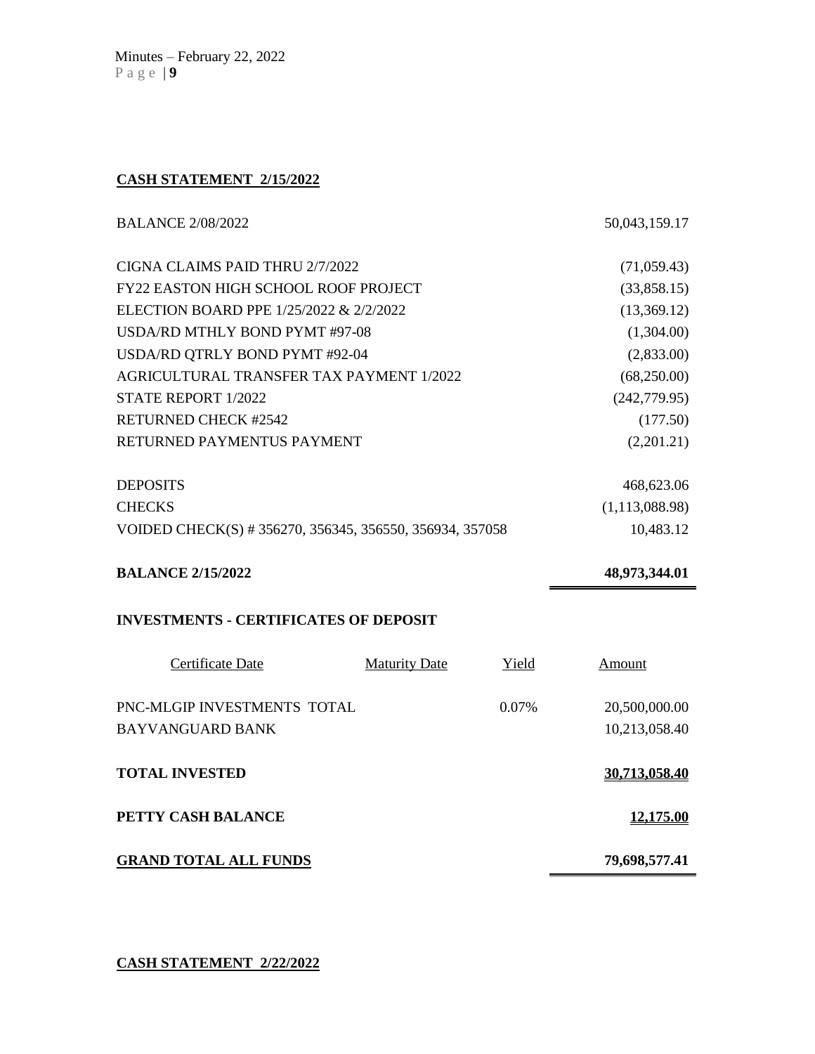## CASH STATEMENT 2/15/2022

| | |
|---|---|
| BALANCE 2/08/2022 | 50,043,159.17 |
| CIGNA CLAIMS PAID THRU 2/7/2022 | (71,059.43) |
| FY22 EASTON HIGH SCHOOL ROOF PROJECT | (33,858.15) |
| ELECTION BOARD PPE 1/25/2022 & 2/2/2022 | (13,369.12) |
| USDA/RD MTHLY BOND PYMT #97-08 | (1,304.00) |
| USDA/RD QTRLY BOND PYMT #92-04 | (2,833.00) |
| AGRICULTURAL TRANSFER TAX PAYMENT 1/2022 | (68,250.00) |
| STATE REPORT 1/2022 | (242,779.95) |
| RETURNED CHECK #2542 | (177.50) |
| RETURNED PAYMENTUS PAYMENT | (2,201.21) |
| DEPOSITS | 468,623.06 |
| CHECKS | (1,113,088.98) |
| VOIDED CHECK(S) # 356270, 356345, 356550, 356934, 357058 | 10,483.12 |
| **BALANCE 2/15/2022** | **48,973,344.01** |

**INVESTMENTS - CERTIFICATES OF DEPOSIT**

| Certificate Date | Maturity Date | Yield | Amount |
|---|---|---|---|
| PNC-MLGIP INVESTMENTS TOTAL | | 0.07% | 20,500,000.00 |
| BAYVANGUARD BANK | | | 10,213,058.40 |
| **TOTAL INVESTED** | | | **30,713,058.40** |
| **PETTY CASH BALANCE** | | | **12,175.00** |
| **GRAND TOTAL ALL FUNDS** | | | **79,698,577.41** |

## CASH STATEMENT 2/22/2022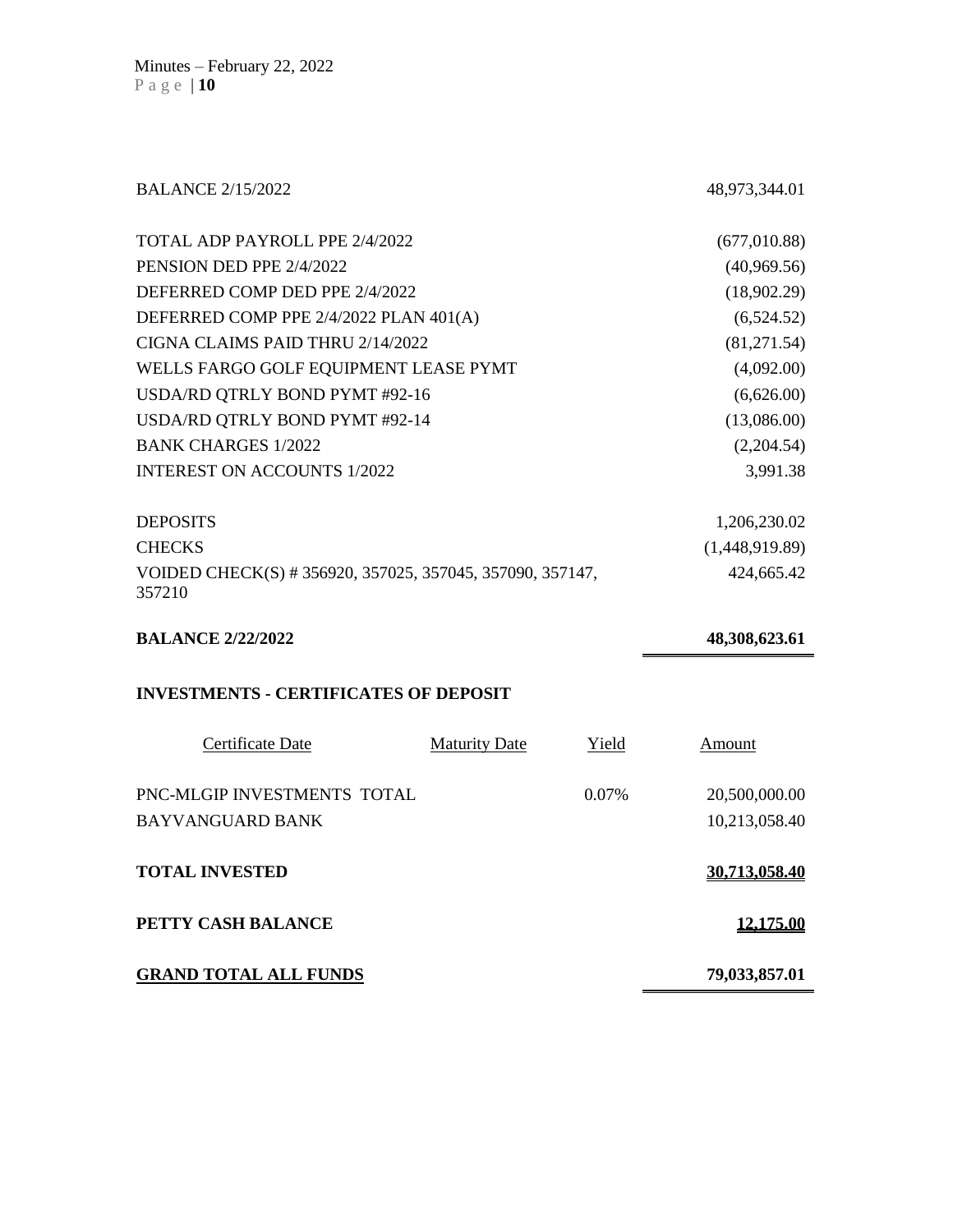| | |
|---|---|
| BALANCE 2/15/2022 | 48,973,344.01 |
| | |
| TOTAL ADP PAYROLL PPE 2/4/2022 | (677,010.88) |
| PENSION DED PPE 2/4/2022 | (40,969.56) |
| DEFERRED COMP DED PPE 2/4/2022 | (18,902.29) |
| DEFERRED COMP PPE 2/4/2022 PLAN 401(A) | (6,524.52) |
| CIGNA CLAIMS PAID THRU 2/14/2022 | (81,271.54) |
| WELLS FARGO GOLF EQUIPMENT LEASE PYMT | (4,092.00) |
| USDA/RD QTRLY BOND PYMT #92-16 | (6,626.00) |
| USDA/RD QTRLY BOND PYMT #92-14 | (13,086.00) |
| BANK CHARGES 1/2022 | (2,204.54) |
| INTEREST ON ACCOUNTS 1/2022 | 3,991.38 |
| | |
| DEPOSITS | 1,206,230.02 |
| CHECKS | (1,448,919.89) |
| VOIDED CHECK(S) # 356920, 357025, 357045, 357090, 357147, 357210 | 424,665.42 |
| | |
| **BALANCE 2/22/2022** | **48,308,623.61** |

**INVESTMENTS - CERTIFICATES OF DEPOSIT**

| Certificate Date | Maturity Date | Yield | Amount |
|---|---|---|---|
| PNC-MLGIP INVESTMENTS TOTAL | | 0.07% | 20,500,000.00 |
| BAYVANGUARD BANK | | | 10,213,058.40 |
| | | | |
| **TOTAL INVESTED** | | | **30,713,058.40** |
| | | | |
| **PETTY CASH BALANCE** | | | **12,175.00** |
| | | | |
| **GRAND TOTAL ALL FUNDS** | | | **79,033,857.01** |